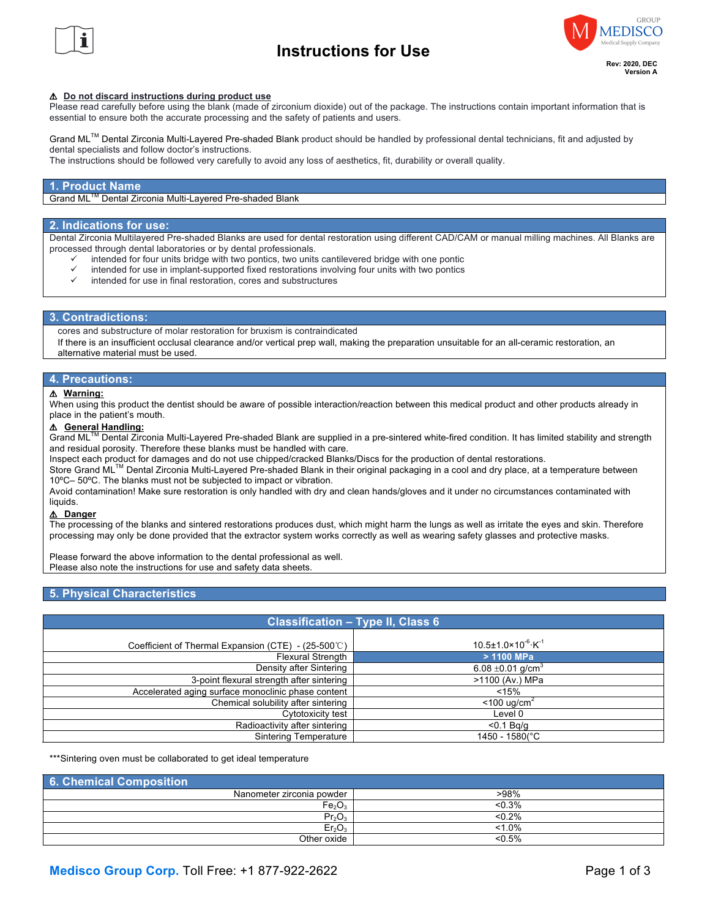# Instructions for Use

Rev: 2020, DEC
Version A

⚠ **Do not discard instructions during product use**

Please read carefully before using the blank (made of zirconium dioxide) out of the package. The instructions contain important information that is essential to ensure both the accurate processing and the safety of patients and users.

Grand ML™ Dental Zirconia Multi-Layered Pre-shaded Blank product should be handled by professional dental technicians, fit and adjusted by dental specialists and follow doctor's instructions.
The instructions should be followed very carefully to avoid any loss of aesthetics, fit, durability or overall quality.

## 1. Product Name

Grand ML™ Dental Zirconia Multi-Layered Pre-shaded Blank

## 2. Indications for use:

Dental Zirconia Multilayered Pre-shaded Blanks are used for dental restoration using different CAD/CAM or manual milling machines. All Blanks are processed through dental laboratories or by dental professionals.

- ✓ intended for four units bridge with two pontics, two units cantilevered bridge with one pontic
- ✓ intended for use in implant-supported fixed restorations involving four units with two pontics
- ✓ intended for use in final restoration, cores and substructures

## 3. Contradictions:

cores and substructure of molar restoration for bruxism is contraindicated
If there is an insufficient occlusal clearance and/or vertical prep wall, making the preparation unsuitable for an all-ceramic restoration, an alternative material must be used.

## 4. Precautions:

⚠ **Warning:**

When using this product the dentist should be aware of possible interaction/reaction between this medical product and other products already in place in the patient's mouth.

⚠ **General Handling:**

Grand ML™ Dental Zirconia Multi-Layered Pre-shaded Blank are supplied in a pre-sintered white-fired condition. It has limited stability and strength and residual porosity. Therefore these blanks must be handled with care.
Inspect each product for damages and do not use chipped/cracked Blanks/Discs for the production of dental restorations.
Store Grand ML™ Dental Zirconia Multi-Layered Pre-shaded Blank in their original packaging in a cool and dry place, at a temperature between 10ºC– 50ºC. The blanks must not be subjected to impact or vibration.
Avoid contamination! Make sure restoration is only handled with dry and clean hands/gloves and it under no circumstances contaminated with liquids.

⚠ **Danger**

The processing of the blanks and sintered restorations produces dust, which might harm the lungs as well as irritate the eyes and skin. Therefore processing may only be done provided that the extractor system works correctly as well as wearing safety glasses and protective masks.

Please forward the above information to the dental professional as well.
Please also note the instructions for use and safety data sheets.

## 5. Physical Characteristics

| Classification – Type II, Class 6 | |
|---|---|
| Coefficient of Thermal Expansion (CTE) - (25-500℃) | $10.5 \pm 1.0 \times 10^{-6} \cdot K^{-1}$ |
| Flexural Strength | **> 1100 MPa** |
| Density after Sintering | $6.08 \pm 0.01$ g/cm$^3$ |
| 3-point flexural strength after sintering | >1100 (Av.) MPa |
| Accelerated aging surface monoclinic phase content | <15% |
| Chemical solubility after sintering | <100 ug/cm$^2$ |
| Cytotoxicity test | Level 0 |
| Radioactivity after sintering | <0.1 Bq/g |
| Sintering Temperature | 1450 - 1580(°C |

***Sintering oven must be collaborated to get ideal temperature

## 6. Chemical Composition

| Component | Content |
|---|---|
| Nanometer zirconia powder | >98% |
| $Fe_2O_3$ | <0.3% |
| $Pr_2O_3$ | <0.2% |
| $Er_2O_3$ | <1.0% |
| Other oxide | <0.5% |

**Medisco Group Corp.** Toll Free: +1 877-922-2622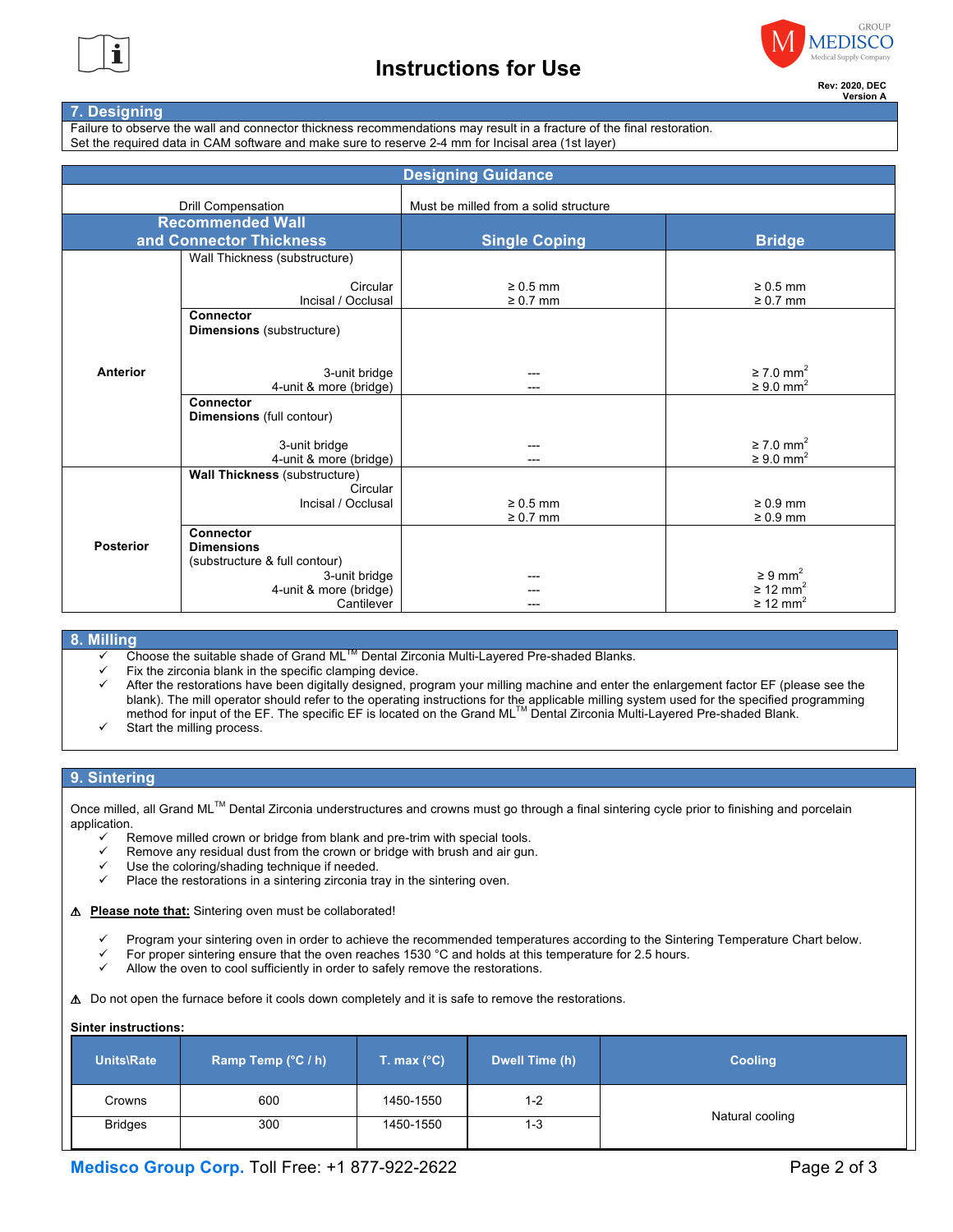## 7. Designing

Failure to observe the wall and connector thickness recommendations may result in a fracture of the final restoration.
Set the required data in CAM software and make sure to reserve 2-4 mm for Incisal area (1st layer)

| Designing Guidance | | | |
|---|---|---|---|
| Drill Compensation | | Must be milled from a solid structure | |
| **Recommended Wall and Connector Thickness** | | **Single Coping** | **Bridge** |
| **Anterior** | Wall Thickness (substructure) Circular / Incisal / Occlusal | ≥ 0.5 mm / ≥ 0.7 mm | ≥ 0.5 mm / ≥ 0.7 mm |
| | **Connector Dimensions** (substructure) 3-unit bridge / 4-unit & more (bridge) | --- / --- | ≥ 7.0 mm$^2$ / ≥ 9.0 mm$^2$ |
| | **Connector Dimensions** (full contour) 3-unit bridge / 4-unit & more (bridge) | --- / --- | ≥ 7.0 mm$^2$ / ≥ 9.0 mm$^2$ |
| **Posterior** | **Wall Thickness** (substructure) Circular / Incisal / Occlusal | ≥ 0.5 mm / ≥ 0.7 mm | ≥ 0.9 mm / ≥ 0.9 mm |
| | **Connector Dimensions** (substructure & full contour) 3-unit bridge / 4-unit & more (bridge) / Cantilever | --- / --- / --- | ≥ 9 mm$^2$ / ≥ 12 mm$^2$ / ≥ 12 mm$^2$ |

## 8. Milling

- ✓ Choose the suitable shade of Grand ML™ Dental Zirconia Multi-Layered Pre-shaded Blanks.
- ✓ Fix the zirconia blank in the specific clamping device.
- ✓ After the restorations have been digitally designed, program your milling machine and enter the enlargement factor EF (please see the blank). The mill operator should refer to the operating instructions for the applicable milling system used for the specified programming method for input of the EF. The specific EF is located on the Grand ML™ Dental Zirconia Multi-Layered Pre-shaded Blank.
- ✓ Start the milling process.

## 9. Sintering

Once milled, all Grand ML™ Dental Zirconia understructures and crowns must go through a final sintering cycle prior to finishing and porcelain application.

- ✓ Remove milled crown or bridge from blank and pre-trim with special tools.
- ✓ Remove any residual dust from the crown or bridge with brush and air gun.
- ✓ Use the coloring/shading technique if needed.
- ✓ Place the restorations in a sintering zirconia tray in the sintering oven.

⚠ **Please note that:** Sintering oven must be collaborated!

- ✓ Program your sintering oven in order to achieve the recommended temperatures according to the Sintering Temperature Chart below.
- ✓ For proper sintering ensure that the oven reaches 1530 °C and holds at this temperature for 2.5 hours.
- ✓ Allow the oven to cool sufficiently in order to safely remove the restorations.

⚠ Do not open the furnace before it cools down completely and it is safe to remove the restorations.

**Sinter instructions:**

| Units\Rate | Ramp Temp (°C / h) | T. max (°C) | Dwell Time (h) | Cooling |
|---|---|---|---|---|
| Crowns | 600 | 1450-1550 | 1-2 | Natural cooling |
| Bridges | 300 | 1450-1550 | 1-3 | |

**Medisco Group Corp.** Toll Free: +1 877-922-2622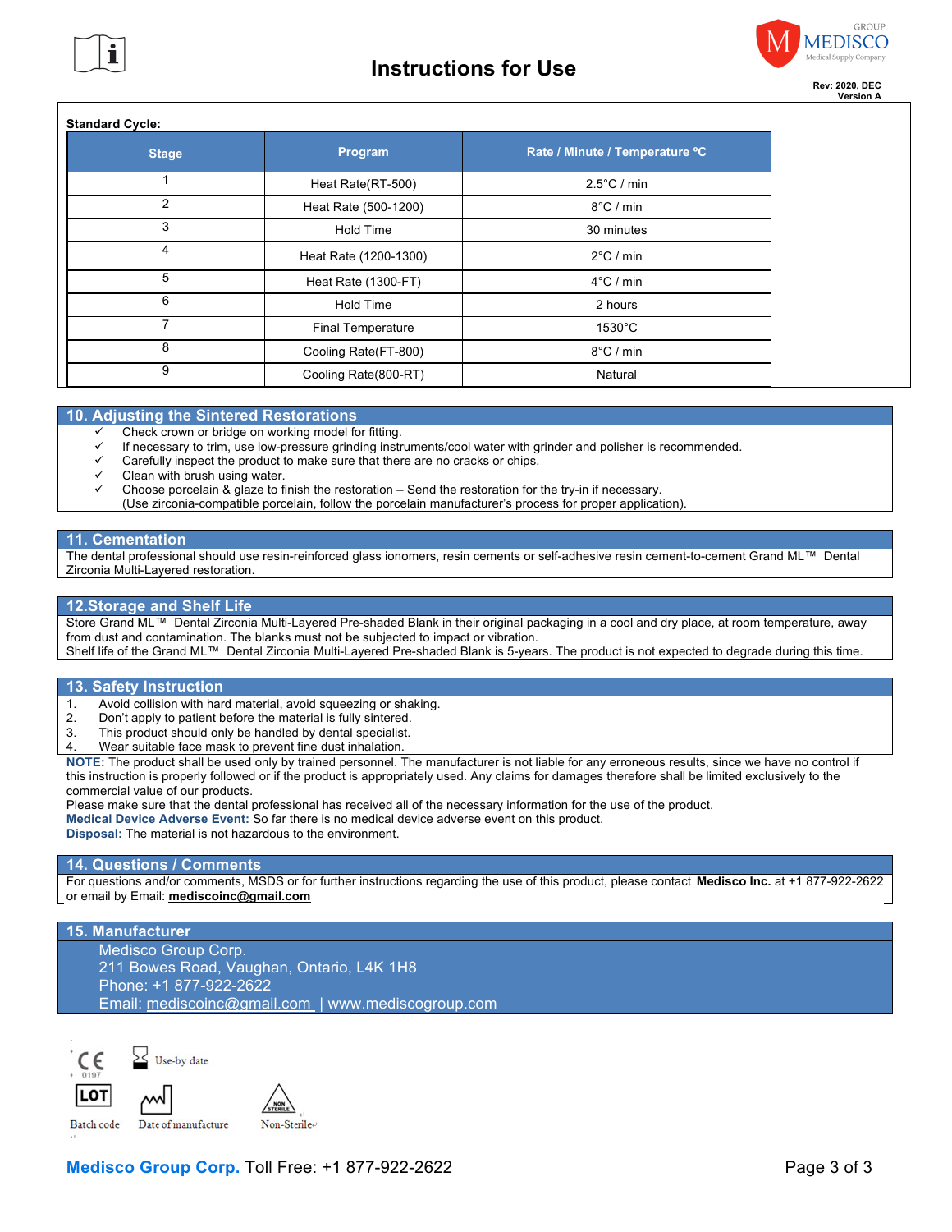# Instructions for Use

Rev: 2020, DEC
Version A

**Standard Cycle:**

| Stage | Program | Rate / Minute / Temperature °C |
|---|---|---|
| 1 | Heat Rate(RT-500) | 2.5°C / min |
| 2 | Heat Rate (500-1200) | 8°C / min |
| 3 | Hold Time | 30 minutes |
| 4 | Heat Rate (1200-1300) | 2°C / min |
| 5 | Heat Rate (1300-FT) | 4°C / min |
| 6 | Hold Time | 2 hours |
| 7 | Final Temperature | 1530°C |
| 8 | Cooling Rate(FT-800) | 8°C / min |
| 9 | Cooling Rate(800-RT) | Natural |

## 10. Adjusting the Sintered Restorations

- ✓ Check crown or bridge on working model for fitting.
- ✓ If necessary to trim, use low-pressure grinding instruments/cool water with grinder and polisher is recommended.
- ✓ Carefully inspect the product to make sure that there are no cracks or chips.
- ✓ Clean with brush using water.
- ✓ Choose porcelain & glaze to finish the restoration – Send the restoration for the try-in if necessary.
  (Use zirconia-compatible porcelain, follow the porcelain manufacturer's process for proper application).

## 11. Cementation

The dental professional should use resin-reinforced glass ionomers, resin cements or self-adhesive resin cement-to-cement Grand ML™ Dental Zirconia Multi-Layered restoration.

## 12.Storage and Shelf Life

Store Grand ML™ Dental Zirconia Multi-Layered Pre-shaded Blank in their original packaging in a cool and dry place, at room temperature, away from dust and contamination. The blanks must not be subjected to impact or vibration.
Shelf life of the Grand ML™ Dental Zirconia Multi-Layered Pre-shaded Blank is 5-years. The product is not expected to degrade during this time.

## 13. Safety Instruction

1. Avoid collision with hard material, avoid squeezing or shaking.
2. Don't apply to patient before the material is fully sintered.
3. This product should only be handled by dental specialist.
4. Wear suitable face mask to prevent fine dust inhalation.

**NOTE:** The product shall be used only by trained personnel. The manufacturer is not liable for any erroneous results, since we have no control if this instruction is properly followed or if the product is appropriately used. Any claims for damages therefore shall be limited exclusively to the commercial value of our products.
Please make sure that the dental professional has received all of the necessary information for the use of the product.
**Medical Device Adverse Event:** So far there is no medical device adverse event on this product.
**Disposal:** The material is not hazardous to the environment.

## 14. Questions / Comments

For questions and/or comments, MSDS or for further instructions regarding the use of this product, please contact **Medisco Inc.** at +1 877-922-2622 or email by Email: **mediscoinc@gmail.com**

## 15. Manufacturer

Medisco Group Corp.
211 Bowes Road, Vaughan, Ontario, L4K 1H8
Phone: +1 877-922-2622
Email: mediscoinc@gmail.com | www.mediscogroup.com

CE 0197 Use-by date

LOT Batch code Date of manufacture Non-Sterile

**Medisco Group Corp.** Toll Free: +1 877-922-2622